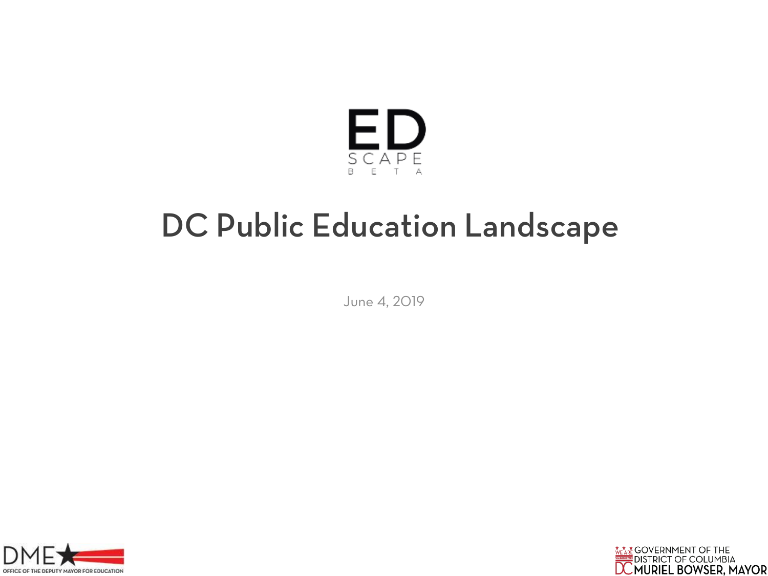ED
SCAPE
BETA

# DC Public Education Landscape

June 4, 2019

DME OFFICE OF THE DEPUTY MAYOR FOR EDUCATION

GOVERNMENT OF THE DISTRICT OF COLUMBIA
MURIEL BOWSER, MAYOR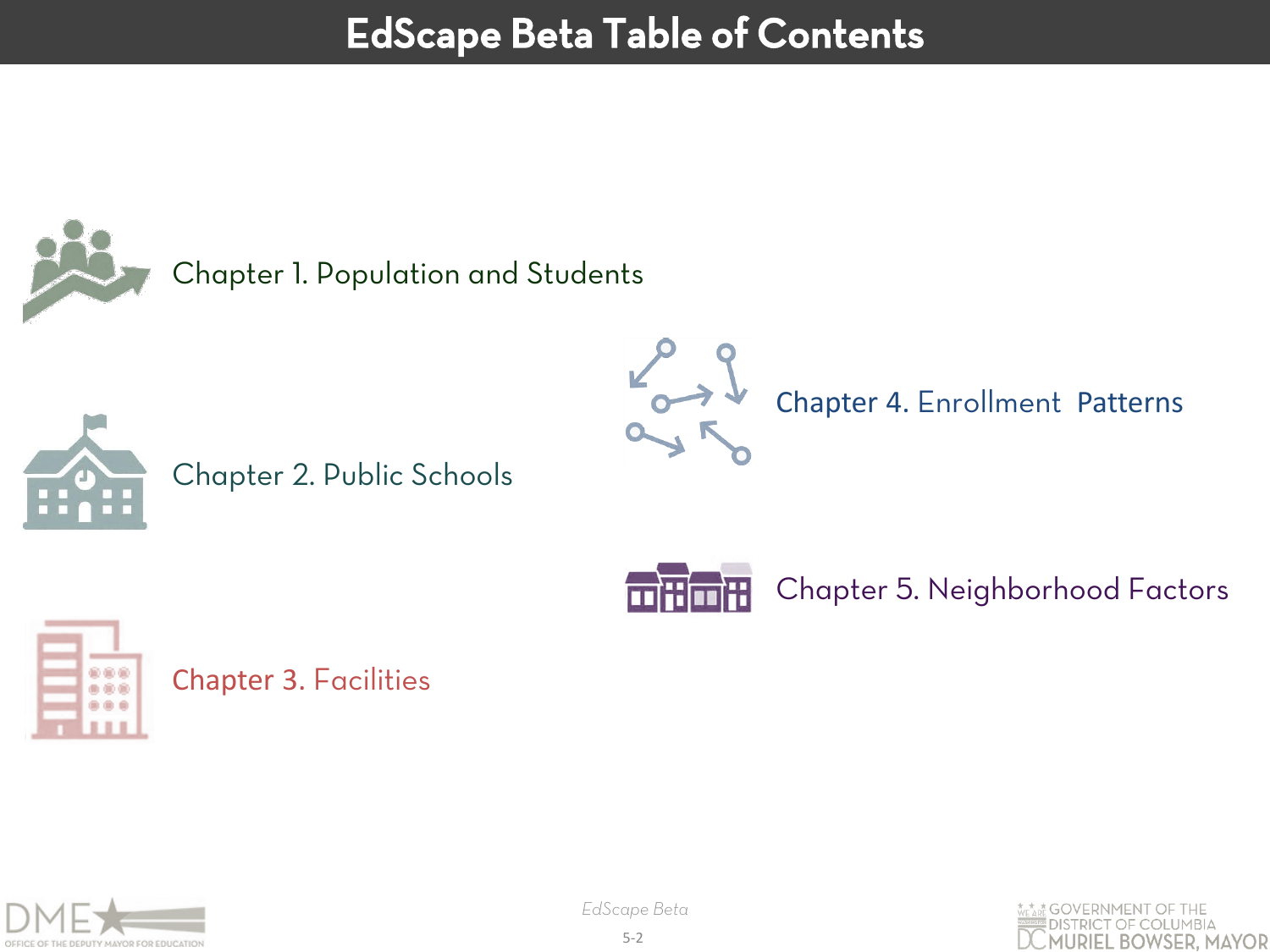# EdScape Beta Table of Contents

Chapter 1. Population and Students

Chapter 2. Public Schools

Chapter 3. Facilities

Chapter 4. Enrollment Patterns

Chapter 5. Neighborhood Factors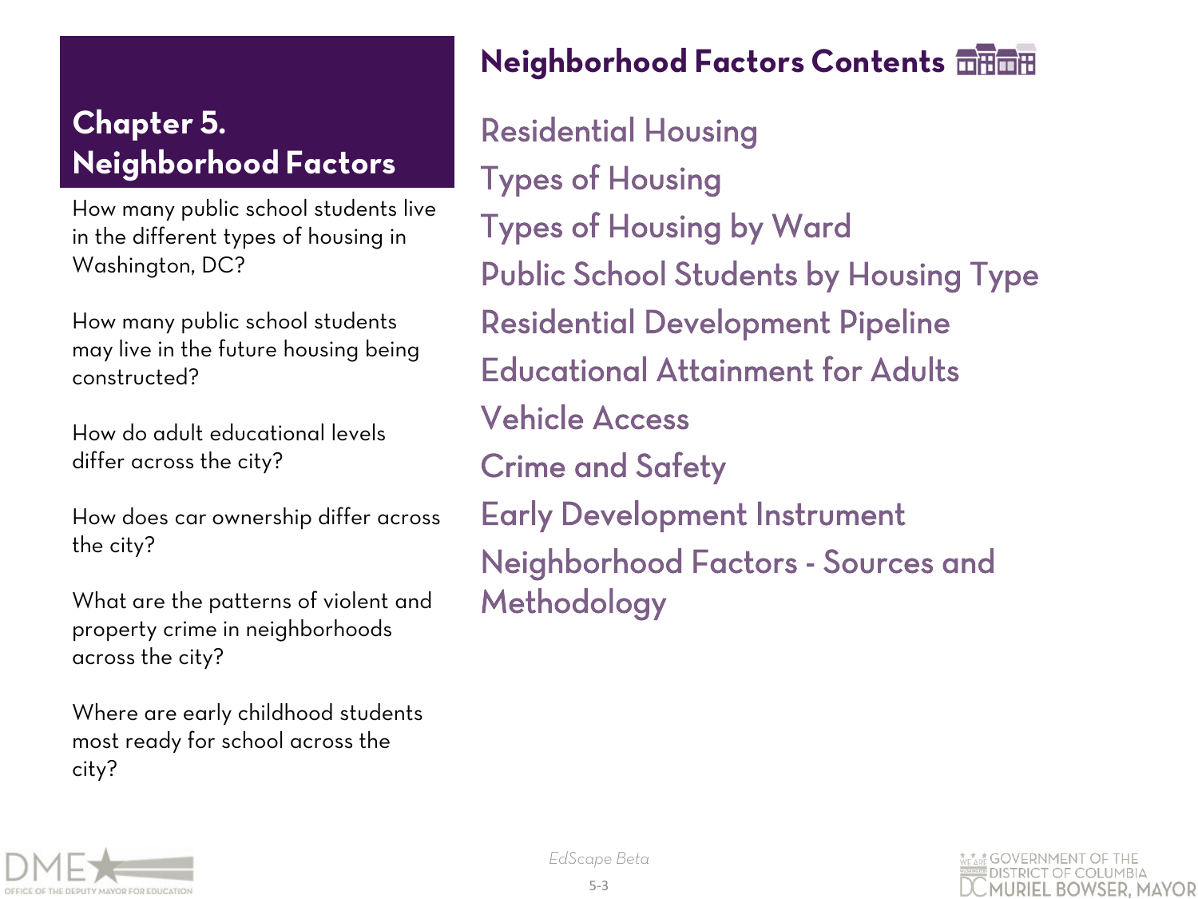# Chapter 5. Neighborhood Factors

How many public school students live in the different types of housing in Washington, DC?

How many public school students may live in the future housing being constructed?

How do adult educational levels differ across the city?

How does car ownership differ across the city?

What are the patterns of violent and property crime in neighborhoods across the city?

Where are early childhood students most ready for school across the city?

## Neighborhood Factors Contents

- Residential Housing
- Types of Housing
- Types of Housing by Ward
- Public School Students by Housing Type
- Residential Development Pipeline
- Educational Attainment for Adults
- Vehicle Access
- Crime and Safety
- Early Development Instrument
- Neighborhood Factors - Sources and Methodology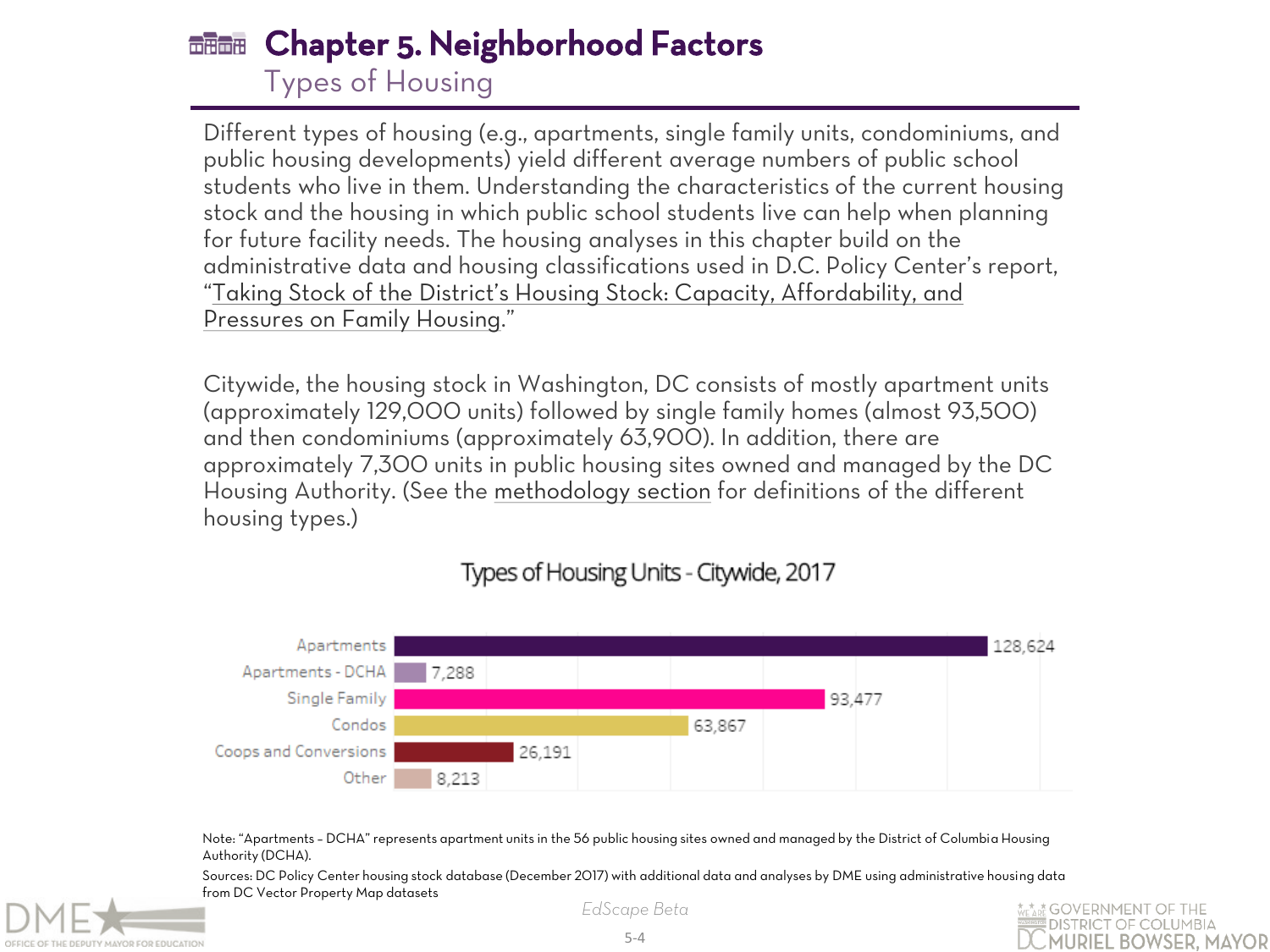# Chapter 5. Neighborhood Factors

## Types of Housing

Different types of housing (e.g., apartments, single family units, condominiums, and public housing developments) yield different average numbers of public school students who live in them. Understanding the characteristics of the current housing stock and the housing in which public school students live can help when planning for future facility needs. The housing analyses in this chapter build on the administrative data and housing classifications used in D.C. Policy Center's report, "Taking Stock of the District's Housing Stock: Capacity, Affordability, and Pressures on Family Housing."

Citywide, the housing stock in Washington, DC consists of mostly apartment units (approximately 129,000 units) followed by single family homes (almost 93,500) and then condominiums (approximately 63,900). In addition, there are approximately 7,300 units in public housing sites owned and managed by the DC Housing Authority. (See the methodology section for definitions of the different housing types.)

### Types of Housing Units - Citywide, 2017

| Housing Type | Units |
| --- | --- |
| Apartments | 128,624 |
| Apartments - DCHA | 7,288 |
| Single Family | 93,477 |
| Condos | 63,867 |
| Coops and Conversions | 26,191 |
| Other | 8,213 |

Note: "Apartments – DCHA" represents apartment units in the 56 public housing sites owned and managed by the District of Columbia Housing Authority (DCHA).

Sources: DC Policy Center housing stock database (December 2017) with additional data and analyses by DME using administrative housing data from DC Vector Property Map datasets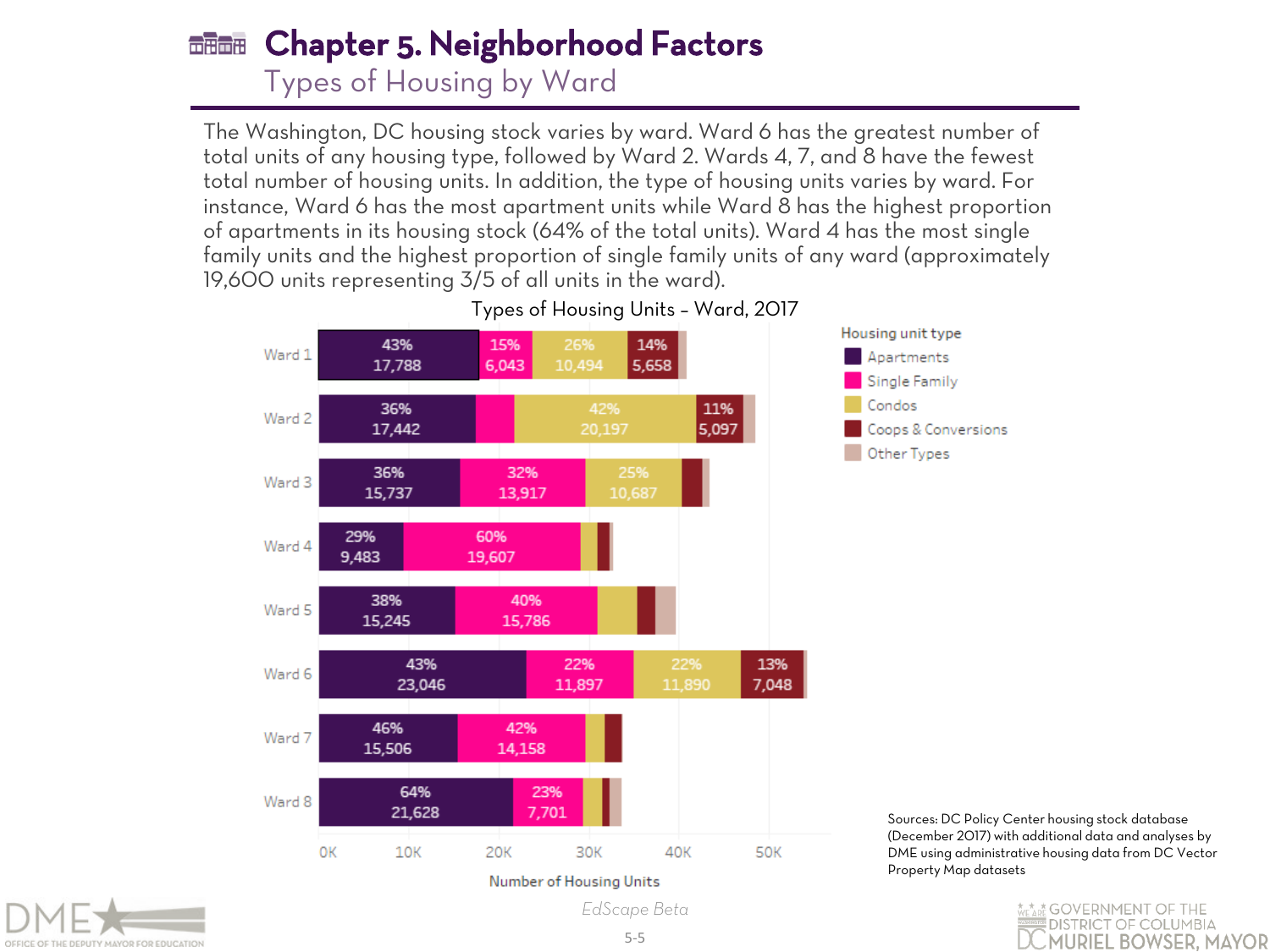# Chapter 5. Neighborhood Factors

## Types of Housing by Ward

The Washington, DC housing stock varies by ward. Ward 6 has the greatest number of total units of any housing type, followed by Ward 2. Wards 4, 7, and 8 have the fewest total number of housing units. In addition, the type of housing units varies by ward. For instance, Ward 6 has the most apartment units while Ward 8 has the highest proportion of apartments in its housing stock (64% of the total units). Ward 4 has the most single family units and the highest proportion of single family units of any ward (approximately 19,600 units representing 3/5 of all units in the ward).

**Types of Housing Units - Ward, 2017**

| Ward | Apartments | Single Family | Condos | Coops & Conversions |
|---|---|---|---|---|
| Ward 1 | 43% 17,788 | 15% 6,043 | 26% 10,494 | 14% 5,658 |
| Ward 2 | 36% 17,442 | | 42% 20,197 | 11% 5,097 |
| Ward 3 | 36% 15,737 | 32% 13,917 | 25% 10,687 | |
| Ward 4 | 29% 9,483 | 60% 19,607 | | |
| Ward 5 | 38% 15,245 | 40% 15,786 | | |
| Ward 6 | 43% 23,046 | 22% 11,897 | 22% 11,890 | 13% 7,048 |
| Ward 7 | 46% 15,506 | 42% 14,158 | | |
| Ward 8 | 64% 21,628 | 23% 7,701 | | |

Housing unit type: Apartments, Single Family, Condos, Coops & Conversions, Other Types

Number of Housing Units (0K–50K)

Sources: DC Policy Center housing stock database (December 2017) with additional data and analyses by DME using administrative housing data from DC Vector Property Map datasets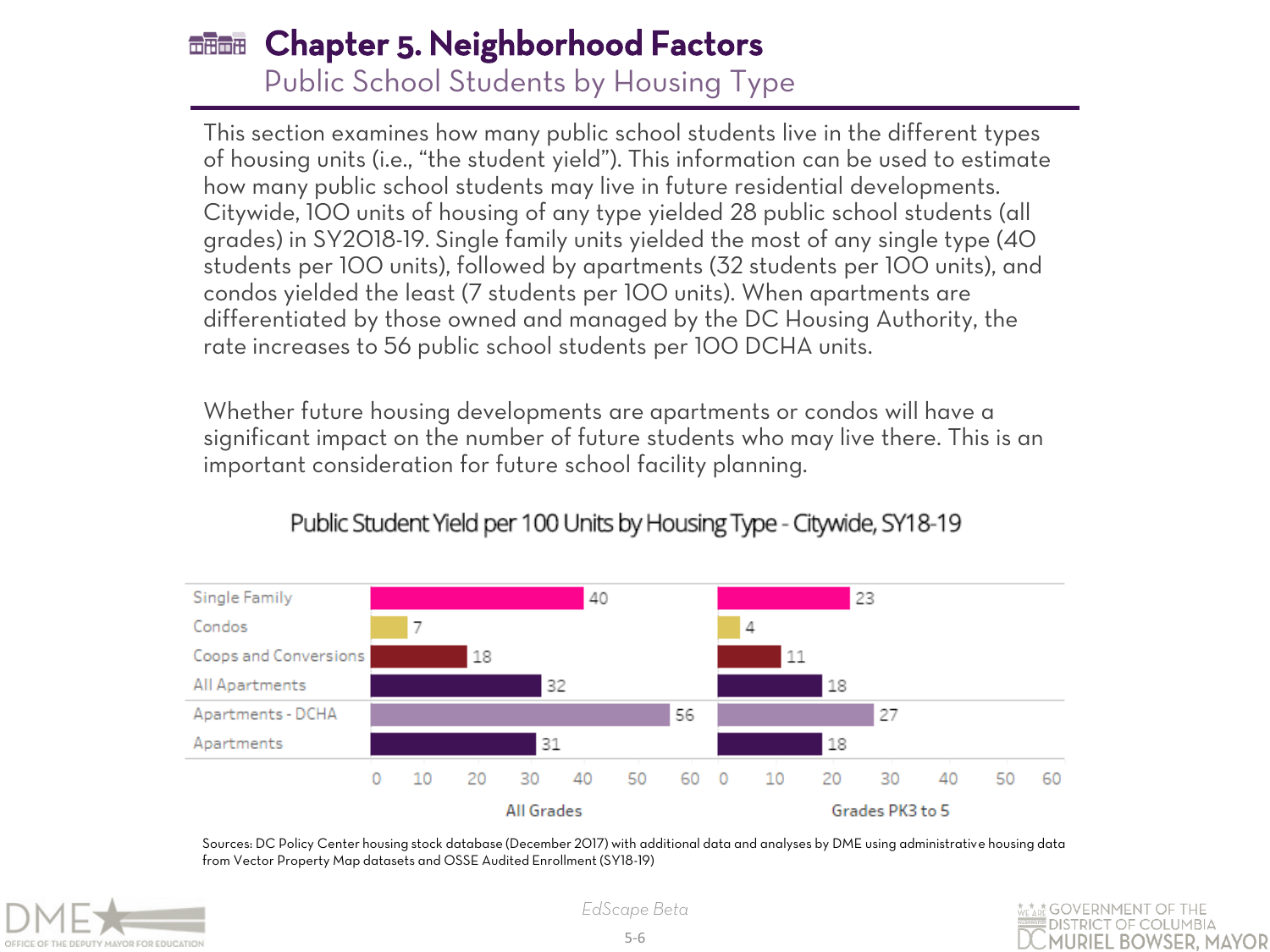# Chapter 5. Neighborhood Factors

## Public School Students by Housing Type

This section examines how many public school students live in the different types of housing units (i.e., "the student yield"). This information can be used to estimate how many public school students may live in future residential developments. Citywide, 100 units of housing of any type yielded 28 public school students (all grades) in SY2018-19. Single family units yielded the most of any single type (40 students per 100 units), followed by apartments (32 students per 100 units), and condos yielded the least (7 students per 100 units). When apartments are differentiated by those owned and managed by the DC Housing Authority, the rate increases to 56 public school students per 100 DCHA units.

Whether future housing developments are apartments or condos will have a significant impact on the number of future students who may live there. This is an important consideration for future school facility planning.

### Public Student Yield per 100 Units by Housing Type - Citywide, SY18-19

| Housing Type | All Grades | Grades PK3 to 5 |
| --- | --- | --- |
| Single Family | 40 | 23 |
| Condos | 7 | 4 |
| Coops and Conversions | 18 | 11 |
| All Apartments | 32 | 18 |
| Apartments - DCHA | 56 | 27 |
| Apartments | 31 | 18 |

Sources: DC Policy Center housing stock database (December 2017) with additional data and analyses by DME using administrative housing data from Vector Property Map datasets and OSSE Audited Enrollment (SY18-19)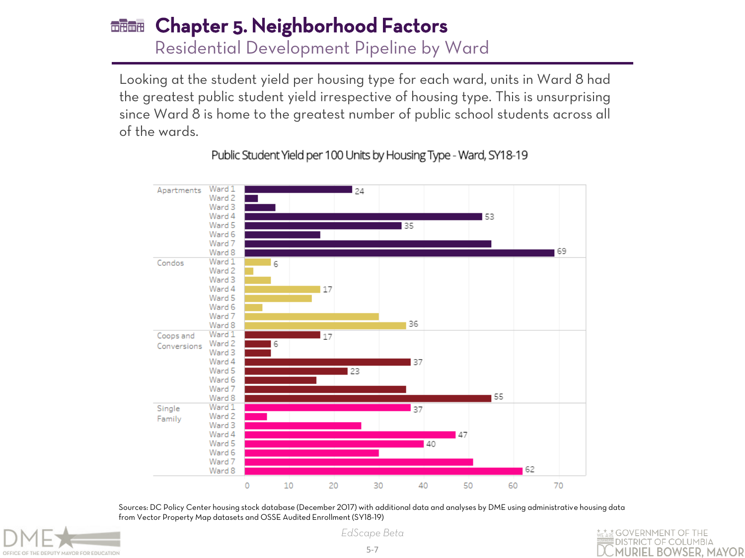# Chapter 5. Neighborhood Factors

## Residential Development Pipeline by Ward

Looking at the student yield per housing type for each ward, units in Ward 8 had the greatest public student yield irrespective of housing type. This is unsurprising since Ward 8 is home to the greatest number of public school students across all of the wards.

**Public Student Yield per 100 Units by Housing Type - Ward, SY18-19**

| Housing Type | Ward | Yield per 100 Units (labeled) |
|---|---|---|
| Apartments | Ward 1 | 24 |
| | Ward 2 | |
| | Ward 3 | |
| | Ward 4 | 53 |
| | Ward 5 | 35 |
| | Ward 6 | |
| | Ward 7 | |
| | Ward 8 | 69 |
| Condos | Ward 1 | 6 |
| | Ward 2 | |
| | Ward 3 | |
| | Ward 4 | 17 |
| | Ward 5 | |
| | Ward 6 | |
| | Ward 7 | |
| | Ward 8 | 36 |
| Coops and Conversions | Ward 1 | 17 |
| | Ward 2 | 6 |
| | Ward 3 | |
| | Ward 4 | 37 |
| | Ward 5 | 23 |
| | Ward 6 | |
| | Ward 7 | |
| | Ward 8 | 55 |
| Single Family | Ward 1 | 37 |
| | Ward 2 | |
| | Ward 3 | |
| | Ward 4 | 47 |
| | Ward 5 | 40 |
| | Ward 6 | |
| | Ward 7 | |
| | Ward 8 | 62 |

Sources: DC Policy Center housing stock database (December 2017) with additional data and analyses by DME using administrative housing data from Vector Property Map datasets and OSSE Audited Enrollment (SY18-19)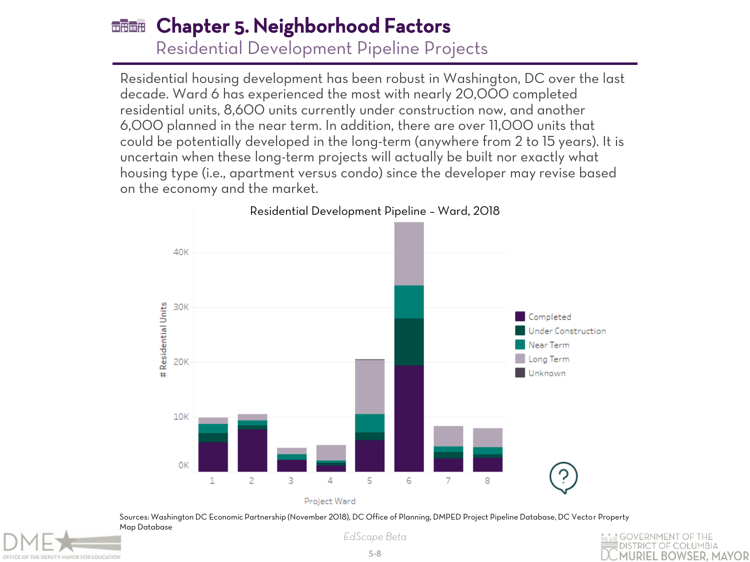# Chapter 5. Neighborhood Factors

## Residential Development Pipeline Projects

Residential housing development has been robust in Washington, DC over the last decade. Ward 6 has experienced the most with nearly 20,000 completed residential units, 8,600 units currently under construction now, and another 6,000 planned in the near term. In addition, there are over 11,000 units that could be potentially developed in the long-term (anywhere from 2 to 15 years). It is uncertain when these long-term projects will actually be built nor exactly what housing type (i.e., apartment versus condo) since the developer may revise based on the economy and the market.

Residential Development Pipeline – Ward, 2018

Sources: Washington DC Economic Partnership (November 2018), DC Office of Planning, DMPED Project Pipeline Database, DC Vector Property Map Database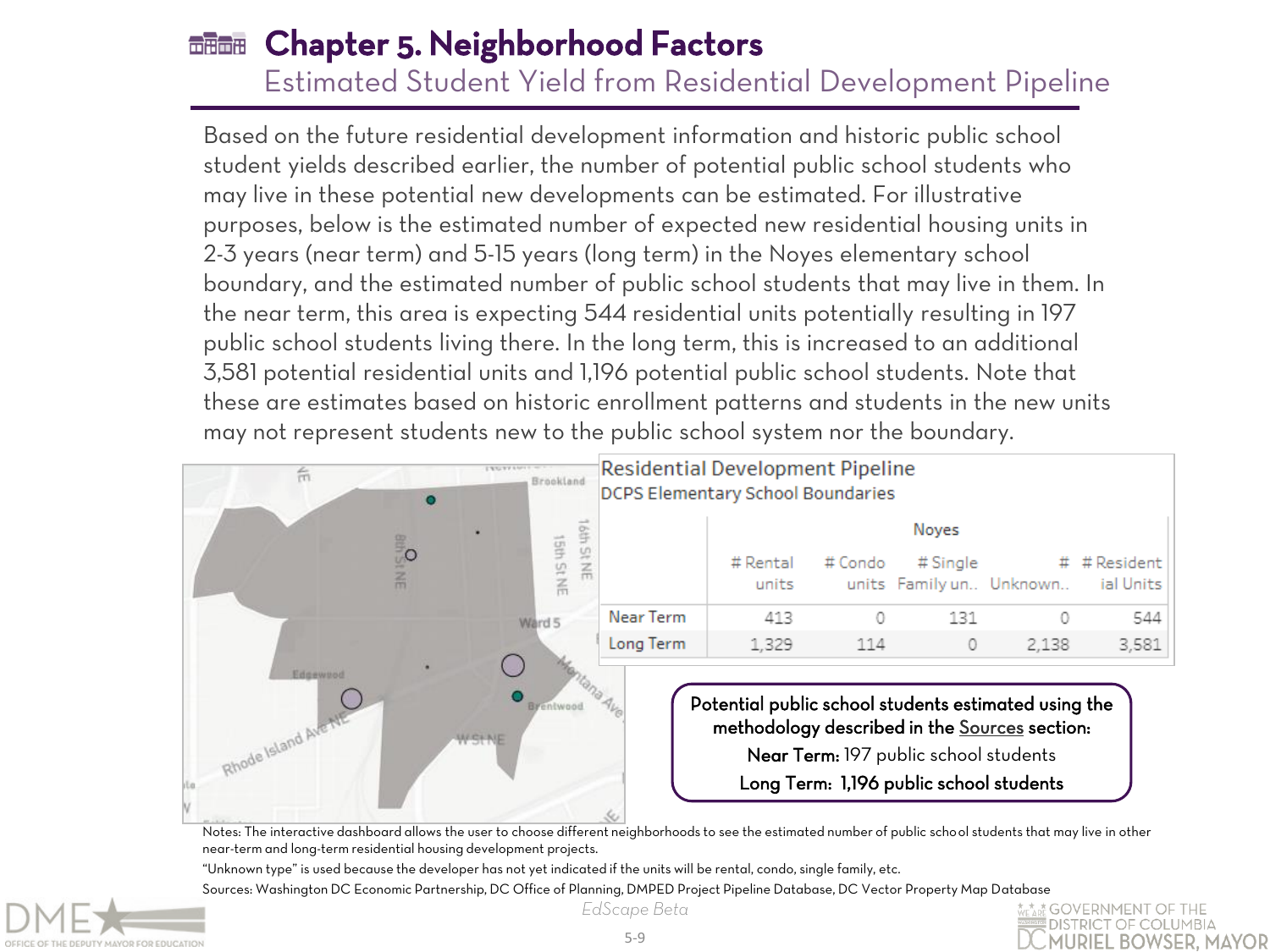# Chapter 5. Neighborhood Factors

## Estimated Student Yield from Residential Development Pipeline

Based on the future residential development information and historic public school student yields described earlier, the number of potential public school students who may live in these potential new developments can be estimated. For illustrative purposes, below is the estimated number of expected new residential housing units in 2-3 years (near term) and 5-15 years (long term) in the Noyes elementary school boundary, and the estimated number of public school students that may live in them. In the near term, this area is expecting 544 residential units potentially resulting in 197 public school students living there. In the long term, this is increased to an additional 3,581 potential residential units and 1,196 potential public school students. Note that these are estimates based on historic enrollment patterns and students in the new units may not represent students new to the public school system nor the boundary.

**Residential Development Pipeline**
DCPS Elementary School Boundaries

| | Noyes | | | | |
|---|---|---|---|---|---|
| | # Rental units | # Condo units | # Single Family un.. | # Unknown.. | # Residential Units |
| Near Term | 413 | 0 | 131 | 0 | 544 |
| Long Term | 1,329 | 114 | 0 | 2,138 | 3,581 |

**Potential public school students estimated using the methodology described in the Sources section:**

**Near Term:** 197 public school students

**Long Term: 1,196 public school students**

Notes: The interactive dashboard allows the user to choose different neighborhoods to see the estimated number of public school students that may live in other near-term and long-term residential housing development projects.

"Unknown type" is used because the developer has not yet indicated if the units will be rental, condo, single family, etc.

Sources: Washington DC Economic Partnership, DC Office of Planning, DMPED Project Pipeline Database, DC Vector Property Map Database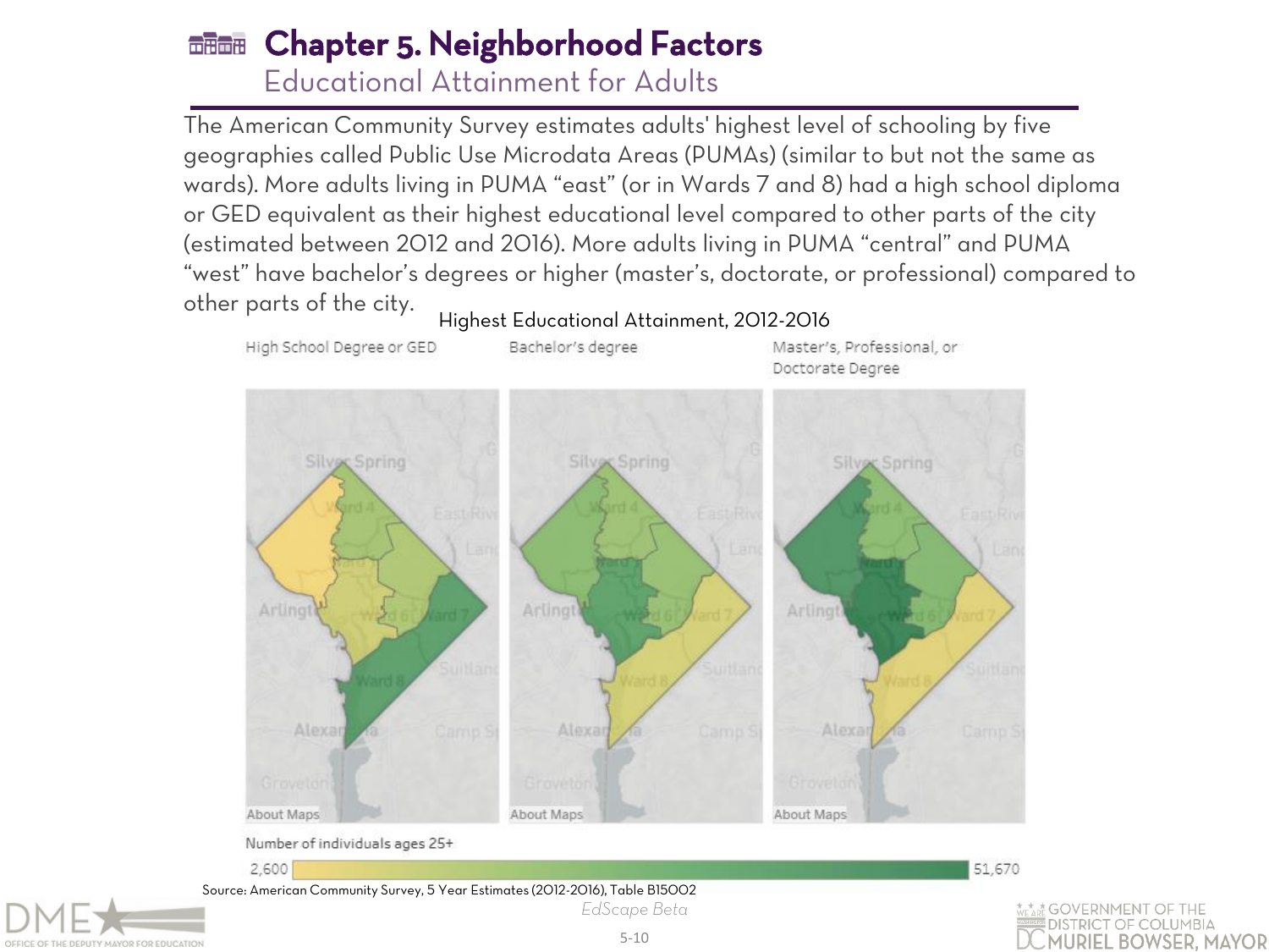# Chapter 5. Neighborhood Factors

## Educational Attainment for Adults

The American Community Survey estimates adults' highest level of schooling by five geographies called Public Use Microdata Areas (PUMAs) (similar to but not the same as wards). More adults living in PUMA "east" (or in Wards 7 and 8) had a high school diploma or GED equivalent as their highest educational level compared to other parts of the city (estimated between 2012 and 2016). More adults living in PUMA "central" and PUMA "west" have bachelor's degrees or higher (master's, doctorate, or professional) compared to other parts of the city.

Highest Educational Attainment, 2012-2016

High School Degree or GED | Bachelor's degree | Master's, Professional, or Doctorate Degree

Number of individuals ages 25+

2,600 — 51,670

Source: American Community Survey, 5 Year Estimates (2012-2016), Table B15002

*EdScape Beta*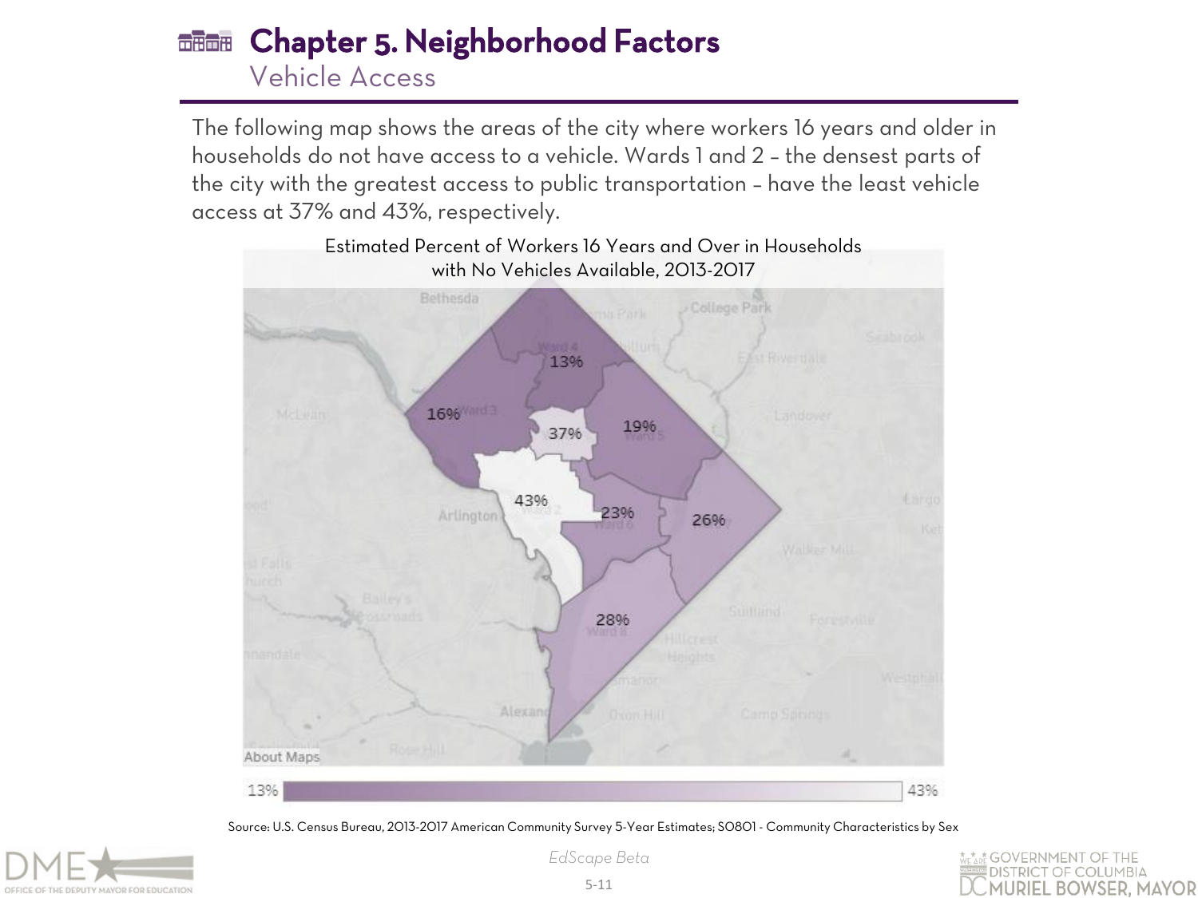# Chapter 5. Neighborhood Factors

## Vehicle Access

The following map shows the areas of the city where workers 16 years and older in households do not have access to a vehicle. Wards 1 and 2 – the densest parts of the city with the greatest access to public transportation – have the least vehicle access at 37% and 43%, respectively.

Estimated Percent of Workers 16 Years and Over in Households with No Vehicles Available, 2013-2017

Source: U.S. Census Bureau, 2013-2017 American Community Survey 5-Year Estimates; S0801 - Community Characteristics by Sex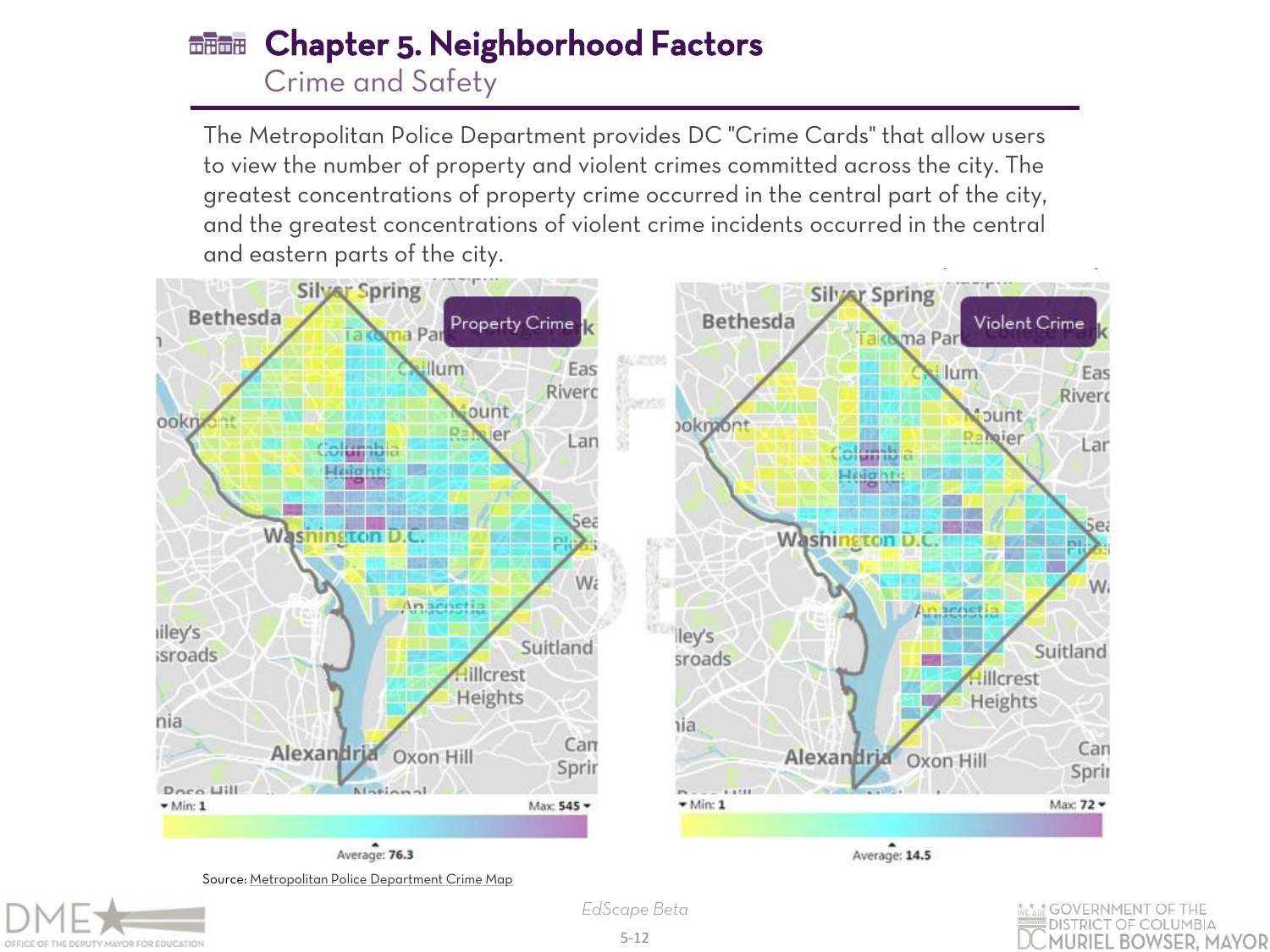# Chapter 5. Neighborhood Factors

## Crime and Safety

The Metropolitan Police Department provides DC "Crime Cards" that allow users to view the number of property and violent crimes committed across the city. The greatest concentrations of property crime occurred in the central part of the city, and the greatest concentrations of violent crime incidents occurred in the central and eastern parts of the city.

Property Crime

Min: 1 | Max: 545 | Average: 76.3

Violent Crime

Min: 1 | Max: 72 | Average: 14.5

Source: Metropolitan Police Department Crime Map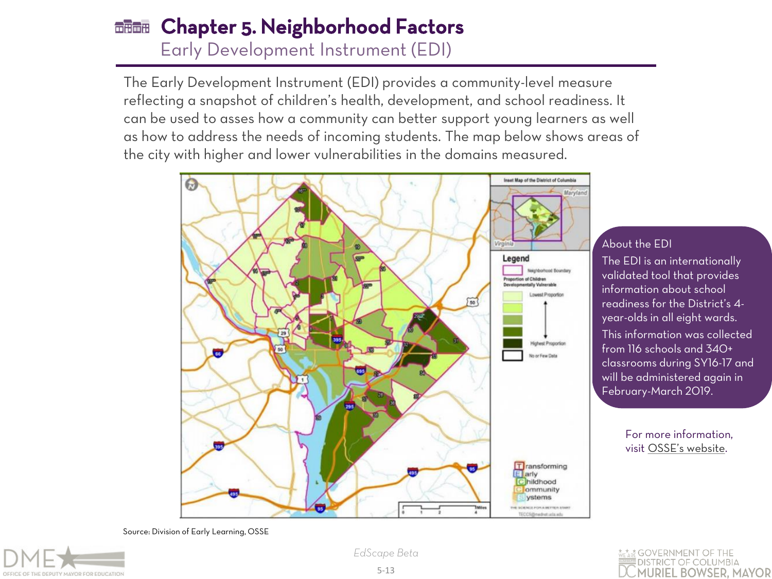# Chapter 5. Neighborhood Factors

## Early Development Instrument (EDI)

The Early Development Instrument (EDI) provides a community-level measure reflecting a snapshot of children's health, development, and school readiness. It can be used to asses how a community can better support young learners as well as how to address the needs of incoming students. The map below shows areas of the city with higher and lower vulnerabilities in the domains measured.

Source: Division of Early Learning, OSSE

**About the EDI**

The EDI is an internationally validated tool that provides information about school readiness for the District's 4-year-olds in all eight wards.

This information was collected from 116 schools and 340+ classrooms during SY16-17 and will be administered again in February-March 2019.

For more information, visit OSSE's website.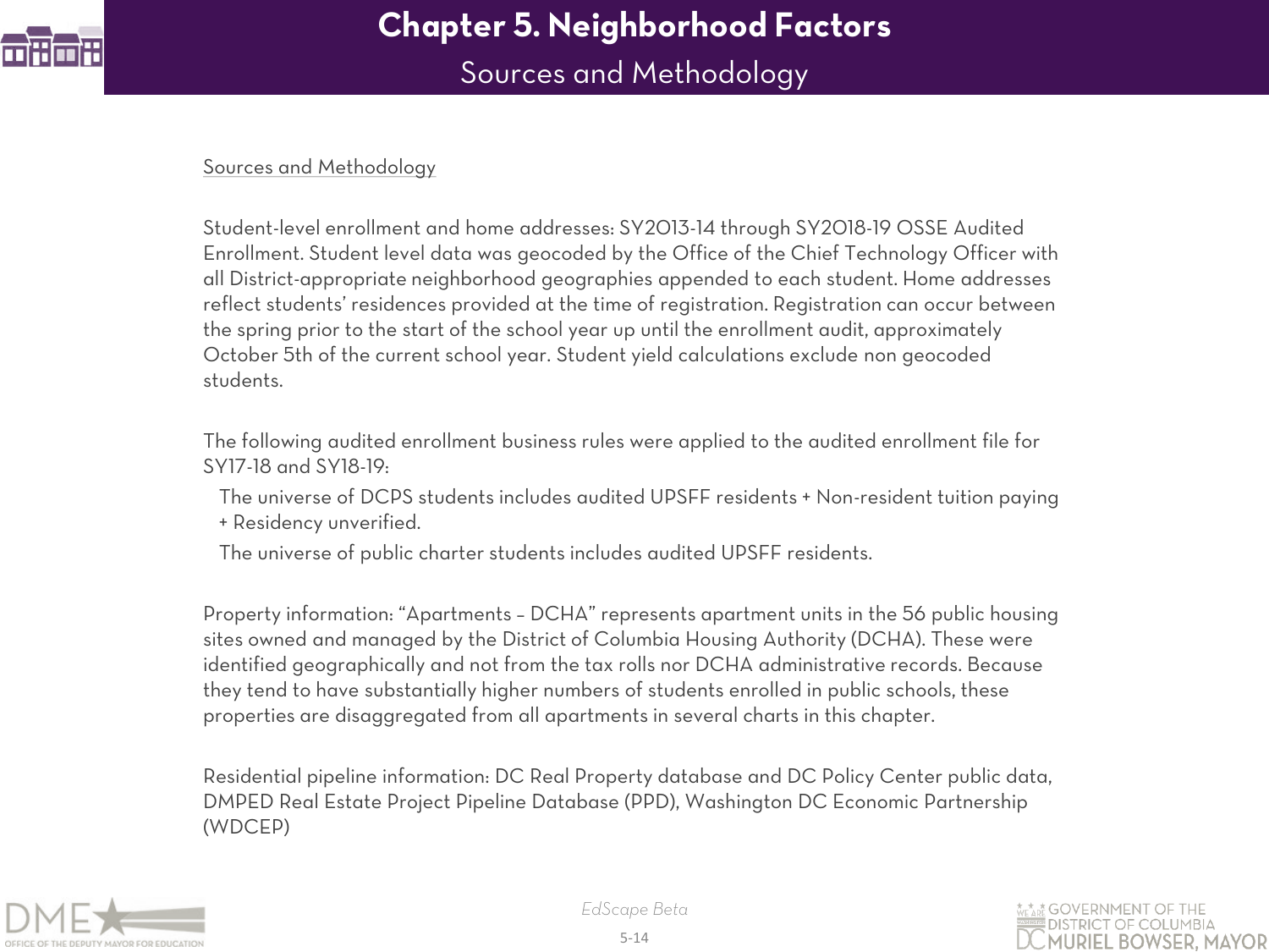# Chapter 5. Neighborhood Factors

## Sources and Methodology

Sources and Methodology

Student-level enrollment and home addresses: SY2013-14 through SY2018-19 OSSE Audited Enrollment. Student level data was geocoded by the Office of the Chief Technology Officer with all District-appropriate neighborhood geographies appended to each student. Home addresses reflect students' residences provided at the time of registration. Registration can occur between the spring prior to the start of the school year up until the enrollment audit, approximately October 5th of the current school year. Student yield calculations exclude non geocoded students.

The following audited enrollment business rules were applied to the audited enrollment file for SY17-18 and SY18-19:

- The universe of DCPS students includes audited UPSFF residents + Non-resident tuition paying + Residency unverified.
- The universe of public charter students includes audited UPSFF residents.

Property information: "Apartments – DCHA" represents apartment units in the 56 public housing sites owned and managed by the District of Columbia Housing Authority (DCHA). These were identified geographically and not from the tax rolls nor DCHA administrative records. Because they tend to have substantially higher numbers of students enrolled in public schools, these properties are disaggregated from all apartments in several charts in this chapter.

Residential pipeline information: DC Real Property database and DC Policy Center public data, DMPED Real Estate Project Pipeline Database (PPD), Washington DC Economic Partnership (WDCEP)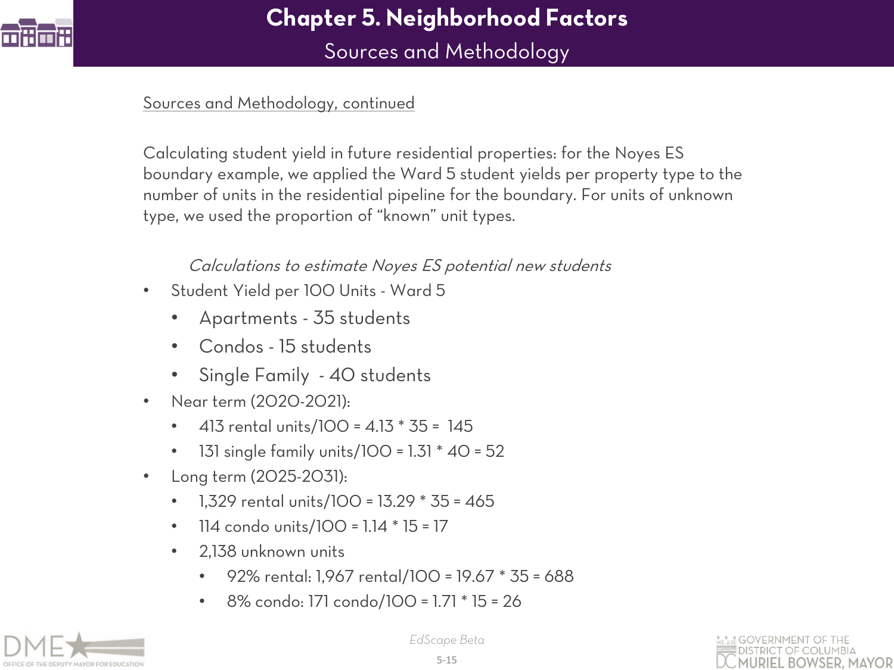# Chapter 5. Neighborhood Factors

## Sources and Methodology

Sources and Methodology, continued

Calculating student yield in future residential properties: for the Noyes ES boundary example, we applied the Ward 5 student yields per property type to the number of units in the residential pipeline for the boundary. For units of unknown type, we used the proportion of "known" unit types.

*Calculations to estimate Noyes ES potential new students*

- Student Yield per 100 Units - Ward 5
  - Apartments - 35 students
  - Condos - 15 students
  - Single Family - 40 students
- Near term (2020-2021):
  - 413 rental units/100 = 4.13 * 35 = 145
  - 131 single family units/100 = 1.31 * 40 = 52
- Long term (2025-2031):
  - 1,329 rental units/100 = 13.29 * 35 = 465
  - 114 condo units/100 = 1.14 * 15 = 17
  - 2,138 unknown units
    - 92% rental: 1,967 rental/100 = 19.67 * 35 = 688
    - 8% condo: 171 condo/100 = 1.71 * 15 = 26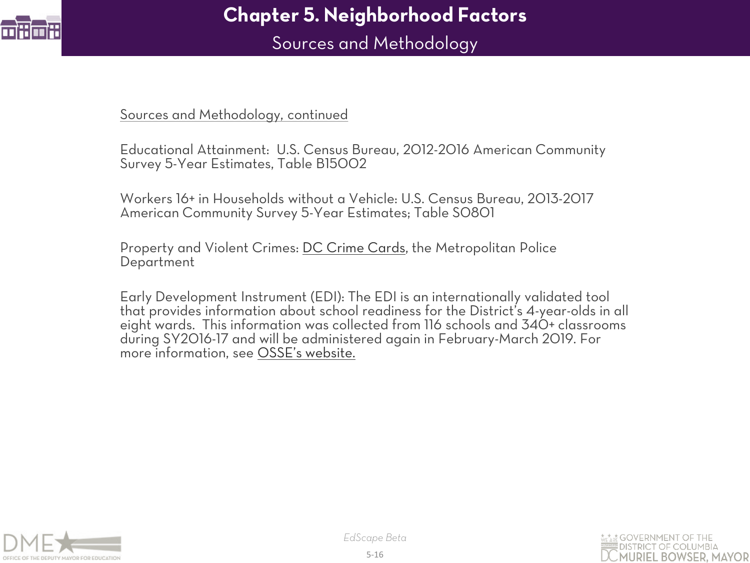# Chapter 5. Neighborhood Factors

## Sources and Methodology

Sources and Methodology, continued

Educational Attainment: U.S. Census Bureau, 2012-2016 American Community Survey 5-Year Estimates, Table B15002

Workers 16+ in Households without a Vehicle: U.S. Census Bureau, 2013-2017 American Community Survey 5-Year Estimates; Table S0801

Property and Violent Crimes: DC Crime Cards, the Metropolitan Police Department

Early Development Instrument (EDI): The EDI is an internationally validated tool that provides information about school readiness for the District's 4-year-olds in all eight wards. This information was collected from 116 schools and 340+ classrooms during SY2016-17 and will be administered again in February-March 2019. For more information, see OSSE's website.